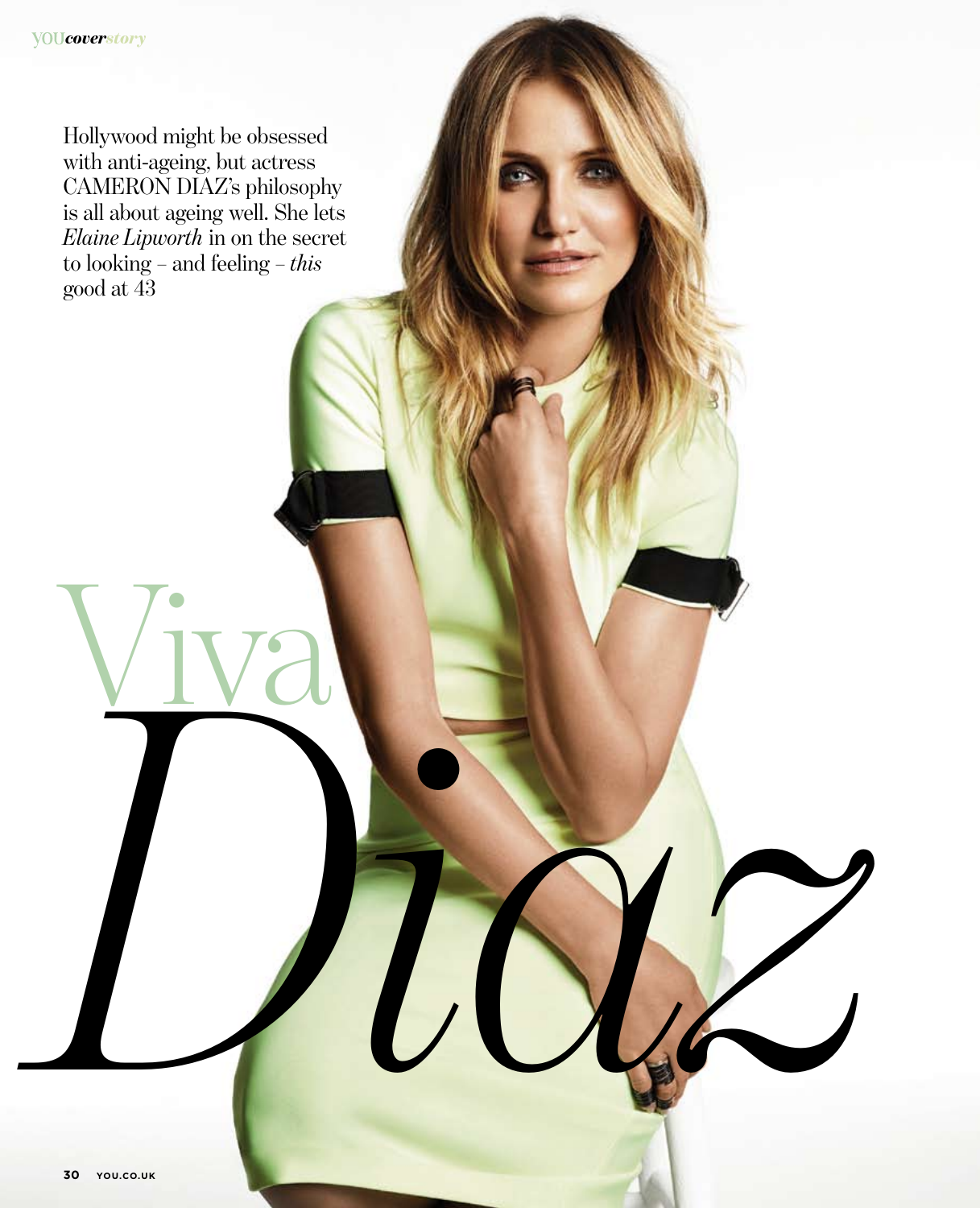# Viva *Diaz*

Hollywood might be obsessed with anti-ageing, but actress CAMERON DIAZ's philosophy is all about ageing well. She lets *Elaine Lipworth* in on the secret to looking – and feeling – *this* good at 43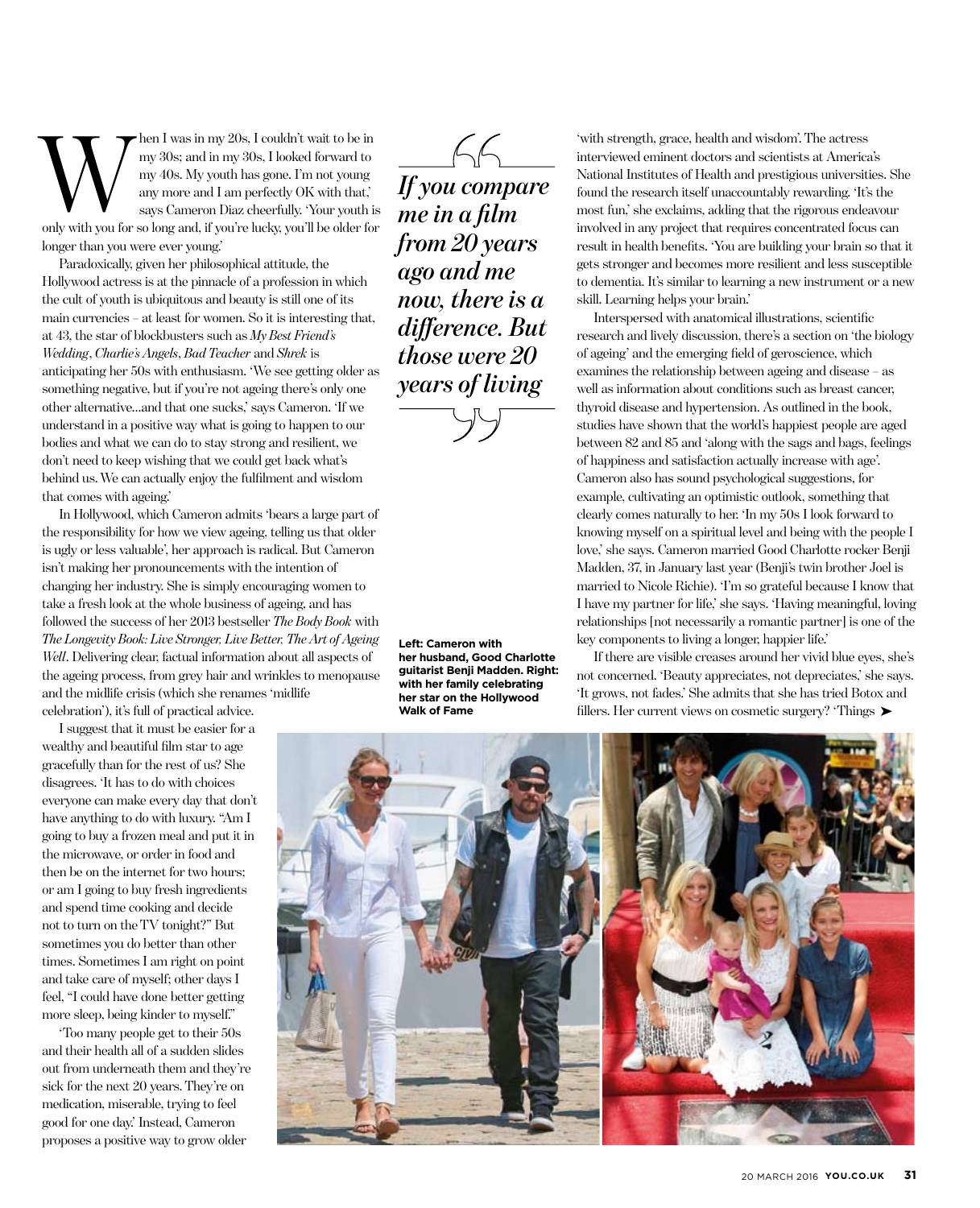'When I was in my 20s, I couldn't wait to be in my 30s; and in my 30s, I looked forward to my 40s. My youth has gone. I'm not young any more and I am perfectly OK with that,' says Cameron Diaz cheerfully. 'Your youth is only with you for so long and, if you're lucky, you'll be older for longer than you were ever young.'

Paradoxically, given her philosophical attitude, the Hollywood actress is at the pinnacle of a profession in which the cult of youth is ubiquitous and beauty is still one of its main currencies – at least for women. So it is interesting that, at 43, the star of blockbusters such as *My Best Friend's Wedding*, *Charlie's Angels*, *Bad Teacher* and *Shrek* is anticipating her 50s with enthusiasm. 'We see getting older as something negative, but if you're not ageing there's only one other alternative…and that one sucks,' says Cameron. 'If we understand in a positive way what is going to happen to our bodies and what we can do to stay strong and resilient, we don't need to keep wishing that we could get back what's behind us. We can actually enjoy the fulfilment and wisdom that comes with ageing.'

In Hollywood, which Cameron admits 'bears a large part of the responsibility for how we view ageing, telling us that older is ugly or less valuable', her approach is radical. But Cameron isn't making her pronouncements with the intention of changing her industry. She is simply encouraging women to take a fresh look at the whole business of ageing, and has followed the success of her 2013 bestseller *The Body Book* with *The Longevity Book: Live Stronger, Live Better, The Art of Ageing Well*. Delivering clear, factual information about all aspects of the ageing process, from grey hair and wrinkles to menopause and the midlife crisis (which she renames 'midlife celebration'), it's full of practical advice.

I suggest that it must be easier for a wealthy and beautiful film star to age gracefully than for the rest of us? She disagrees. 'It has to do with choices everyone can make every day that don't have anything to do with luxury. "Am I going to buy a frozen meal and put it in the microwave, or order in food and then be on the internet for two hours; or am I going to buy fresh ingredients and spend time cooking and decide not to turn on the TV tonight?" But sometimes you do better than other times. Sometimes I am right on point and take care of myself; other days I feel, "I could have done better getting more sleep, being kinder to myself."'

'Too many people get to their 50s and their health all of a sudden slides out from underneath them and they're sick for the next 20 years. They're on medication, miserable, trying to feel good for one day.' Instead, Cameron proposes a positive way to grow older 'with strength, grace, health and wisdom'. The actress interviewed eminent doctors and scientists at America's National Institutes of Health and prestigious universities. She found the research itself unaccountably rewarding. 'It's the most fun,' she exclaims, adding that the rigorous endeavour involved in any project that requires concentrated focus can result in health benefits. 'You are building your brain so that it gets stronger and becomes more resilient and less susceptible to dementia. It's similar to learning a new instrument or a new skill. Learning helps your brain.'

> *If you compare me in a film from 20 years ago and me now, there is a difference. But those were 20 years of living*

Interspersed with anatomical illustrations, scientific research and lively discussion, there's a section on 'the biology of ageing' and the emerging field of geroscience, which examines the relationship between ageing and disease – as well as information about conditions such as breast cancer, thyroid disease and hypertension. As outlined in the book, studies have shown that the world's happiest people are aged between 82 and 85 and 'along with the sags and bags, feelings of happiness and satisfaction actually increase with age'. Cameron also has sound psychological suggestions, for example, cultivating an optimistic outlook, something that clearly comes naturally to her. 'In my 50s I look forward to knowing myself on a spiritual level and being with the people I love,' she says. Cameron married Good Charlotte rocker Benji Madden, 37, in January last year (Benji's twin brother Joel is married to Nicole Richie). 'I'm so grateful because I know that I have my partner for life,' she says. 'Having meaningful, loving relationships [not necessarily a romantic partner] is one of the key components to living a longer, happier life.'

If there are visible creases around her vivid blue eyes, she's not concerned. 'Beauty appreciates, not depreciates,' she says. 'It grows, not fades.' She admits that she has tried Botox and fillers. Her current views on cosmetic surgery? 'Things ➤

**Left: Cameron with her husband, Good Charlotte guitarist Benji Madden. Right: with her family celebrating her star on the Hollywood Walk of Fame**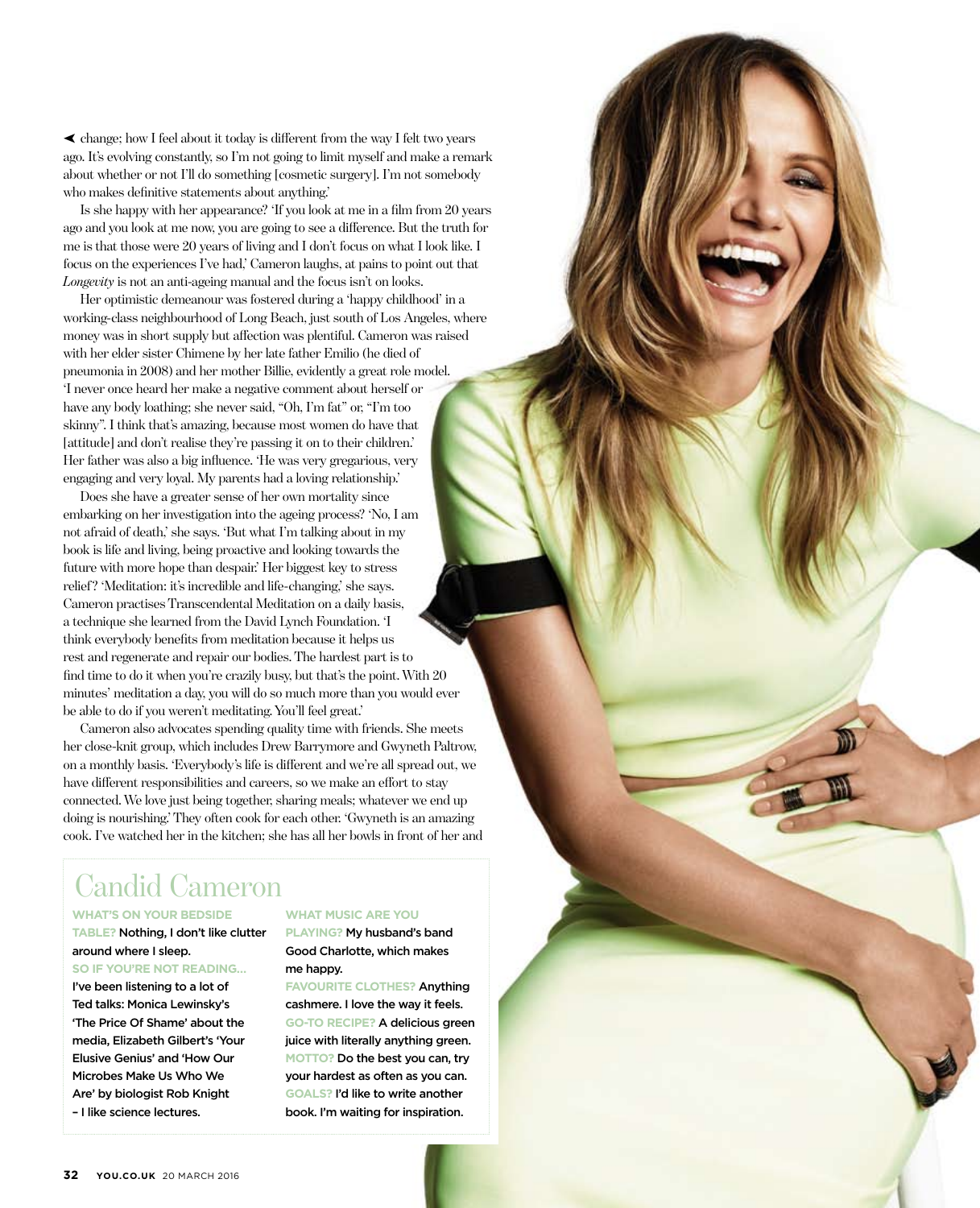change; how I feel about it today is different from the way I felt two years ago. It's evolving constantly, so I'm not going to limit myself and make a remark about whether or not I'll do something [cosmetic surgery]. I'm not somebody who makes definitive statements about anything.'

Is she happy with her appearance? 'If you look at me in a film from 20 years ago and you look at me now, you are going to see a difference. But the truth for me is that those were 20 years of living and I don't focus on what I look like. I focus on the experiences I've had,' Cameron laughs, at pains to point out that *Longevity* is not an anti-ageing manual and the focus isn't on looks.

Her optimistic demeanour was fostered during a 'happy childhood' in a working-class neighbourhood of Long Beach, just south of Los Angeles, where money was in short supply but affection was plentiful. Cameron was raised with her elder sister Chimene by her late father Emilio (he died of pneumonia in 2008) and her mother Billie, evidently a great role model. 'I never once heard her make a negative comment about herself or have any body loathing; she never said, "Oh, I'm fat" or, "I'm too skinny". I think that's amazing, because most women do have that [attitude] and don't realise they're passing it on to their children.' Her father was also a big influence. 'He was very gregarious, very engaging and very loyal. My parents had a loving relationship.'

Does she have a greater sense of her own mortality since embarking on her investigation into the ageing process? 'No, I am not afraid of death,' she says. 'But what I'm talking about in my book is life and living, being proactive and looking towards the future with more hope than despair.' Her biggest key to stress relief? 'Meditation: it's incredible and life-changing,' she says. Cameron practises Transcendental Meditation on a daily basis, a technique she learned from the David Lynch Foundation. 'I think everybody benefits from meditation because it helps us rest and regenerate and repair our bodies. The hardest part is to find time to do it when you're crazily busy, but that's the point. With 20 minutes' meditation a day, you will do so much more than you would ever be able to do if you weren't meditating. You'll feel great.'

Cameron also advocates spending quality time with friends. She meets her close-knit group, which includes Drew Barrymore and Gwyneth Paltrow, on a monthly basis. 'Everybody's life is different and we're all spread out, we have different responsibilities and careers, so we make an effort to stay connected. We love just being together, sharing meals; whatever we end up doing is nourishing.' They often cook for each other. 'Gwyneth is an amazing cook. I've watched her in the kitchen; she has all her bowls in front of her and

## Candid Cameron

**WHAT'S ON YOUR BEDSIDE TABLE?** Nothing, I don't like clutter around where I sleep.

**SO IF YOU'RE NOT READING...** I've been listening to a lot of Ted talks: Monica Lewinsky's 'The Price Of Shame' about the media, Elizabeth Gilbert's 'Your Elusive Genius' and 'How Our Microbes Make Us Who We Are' by biologist Rob Knight – I like science lectures.

**WHAT MUSIC ARE YOU PLAYING?** My husband's band Good Charlotte, which makes me happy.

**FAVOURITE CLOTHES?** Anything cashmere. I love the way it feels.

**GO-TO RECIPE?** A delicious green juice with literally anything green.

**MOTTO?** Do the best you can, try your hardest as often as you can.

**GOALS?** I'd like to write another book. I'm waiting for inspiration.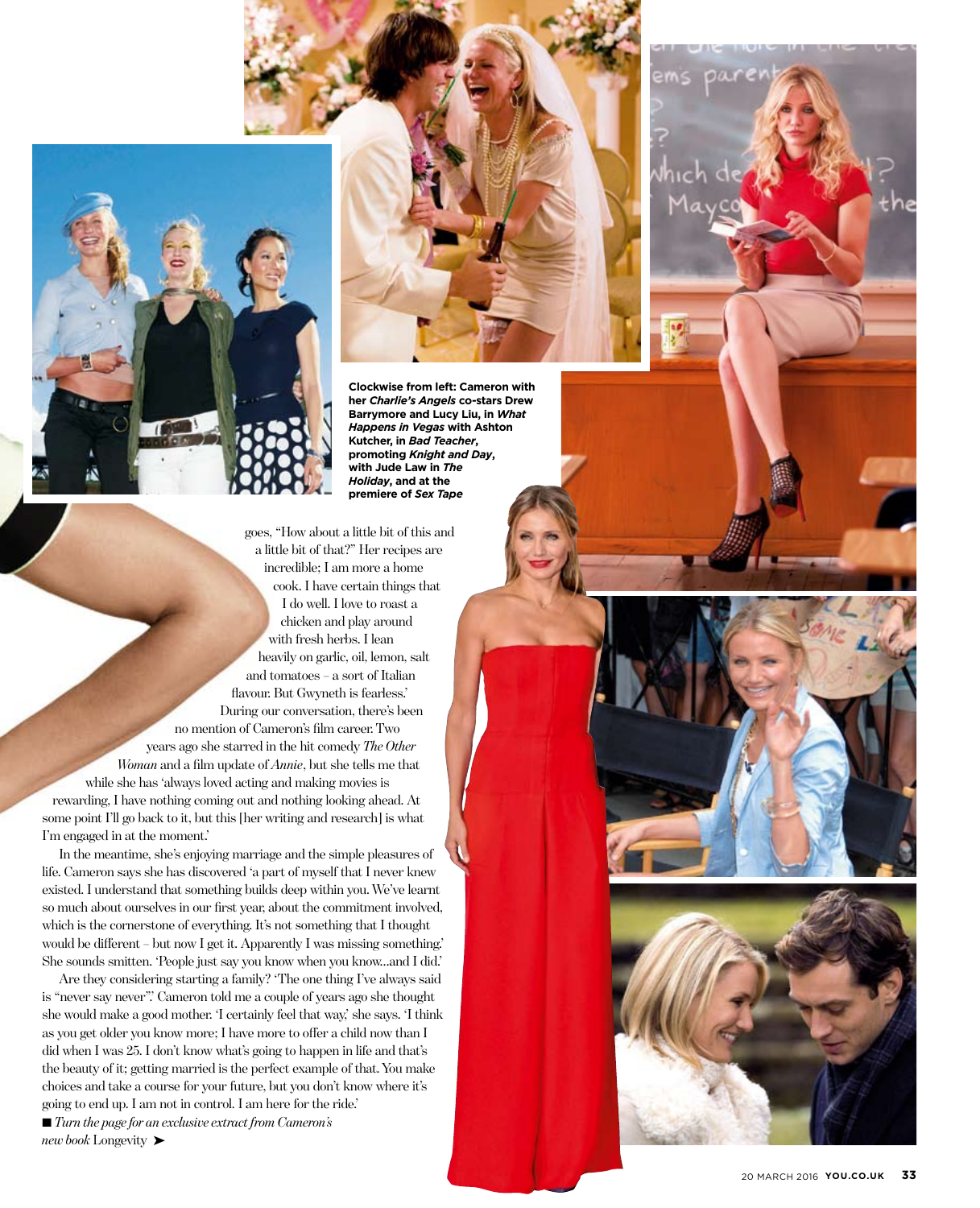**Clockwise from left: Cameron with her *Charlie's Angels* co-stars Drew Barrymore and Lucy Liu, in *What Happens in Vegas* with Ashton Kutcher, in *Bad Teacher*, promoting *Knight and Day*, with Jude Law in *The Holiday*, and at the premiere of *Sex Tape***

goes, "How about a little bit of this and a little bit of that?" Her recipes are incredible; I am more a home cook. I have certain things that I do well. I love to roast a chicken and play around with fresh herbs. I lean heavily on garlic, oil, lemon, salt and tomatoes – a sort of Italian flavour. But Gwyneth is fearless.'

During our conversation, there's been no mention of Cameron's film career. Two years ago she starred in the hit comedy *The Other Woman* and a film update of *Annie*, but she tells me that while she has 'always loved acting and making movies is rewarding, I have nothing coming out and nothing looking ahead. At some point I'll go back to it, but this [her writing and research] is what I'm engaged in at the moment.'

In the meantime, she's enjoying marriage and the simple pleasures of life. Cameron says she has discovered 'a part of myself that I never knew existed. I understand that something builds deep within you. We've learnt so much about ourselves in our first year, about the commitment involved, which is the cornerstone of everything. It's not something that I thought would be different – but now I get it. Apparently I was missing something.' She sounds smitten. 'People just say you know when you know…and I did.'

Are they considering starting a family? 'The one thing I've always said is "never say never".' Cameron told me a couple of years ago she thought she would make a good mother. 'I certainly feel that way,' she says. 'I think as you get older you know more; I have more to offer a child now than I did when I was 25. I don't know what's going to happen in life and that's the beauty of it; getting married is the perfect example of that. You make choices and take a course for your future, but you don't know where it's going to end up. I am not in control. I am here for the ride.'

■ *Turn the page for an exclusive extract from Cameron's new book* Longevity ➤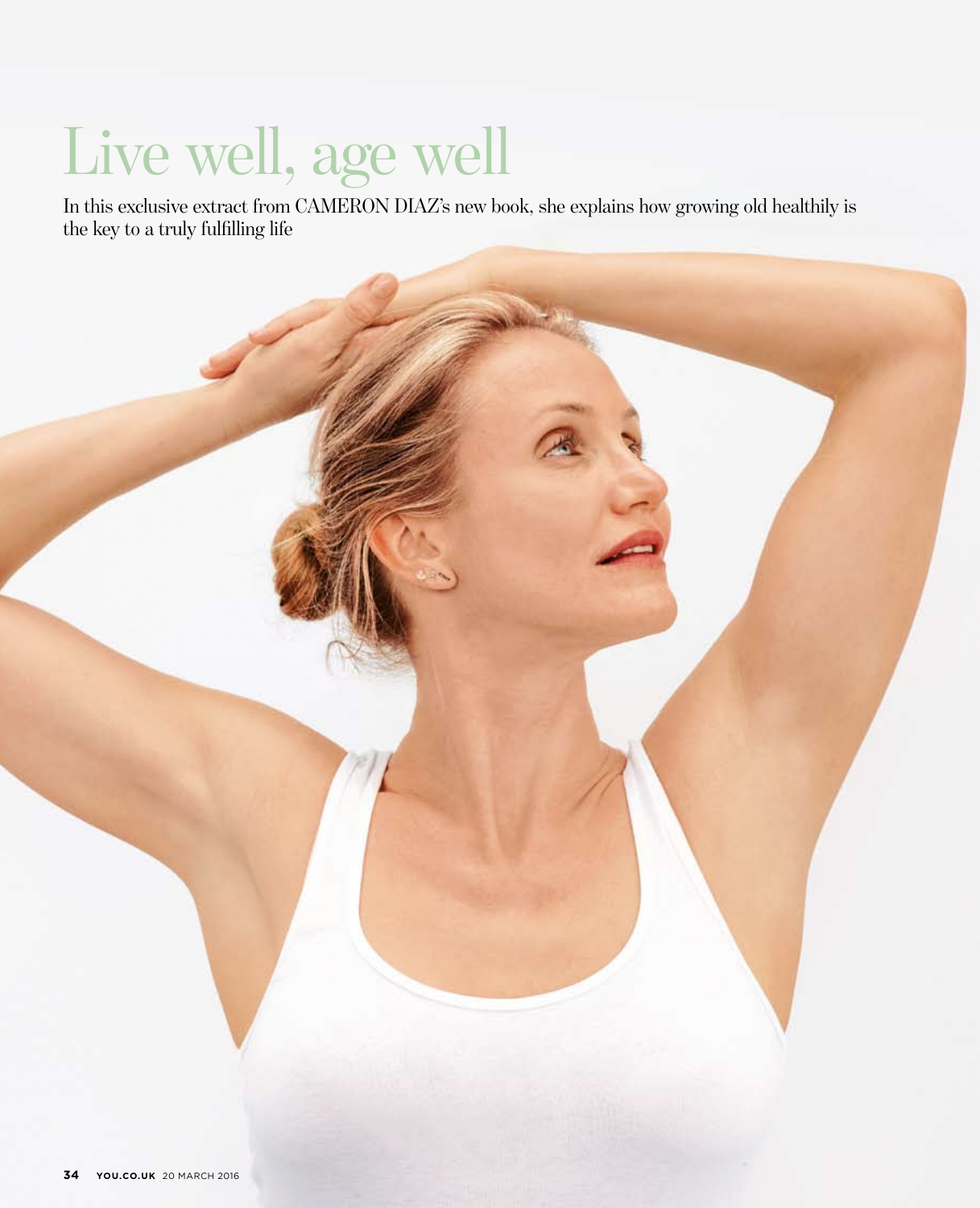# Live well, age well

In this exclusive extract from CAMERON DIAZ's new book, she explains how growing old healthily is the key to a truly fulfilling life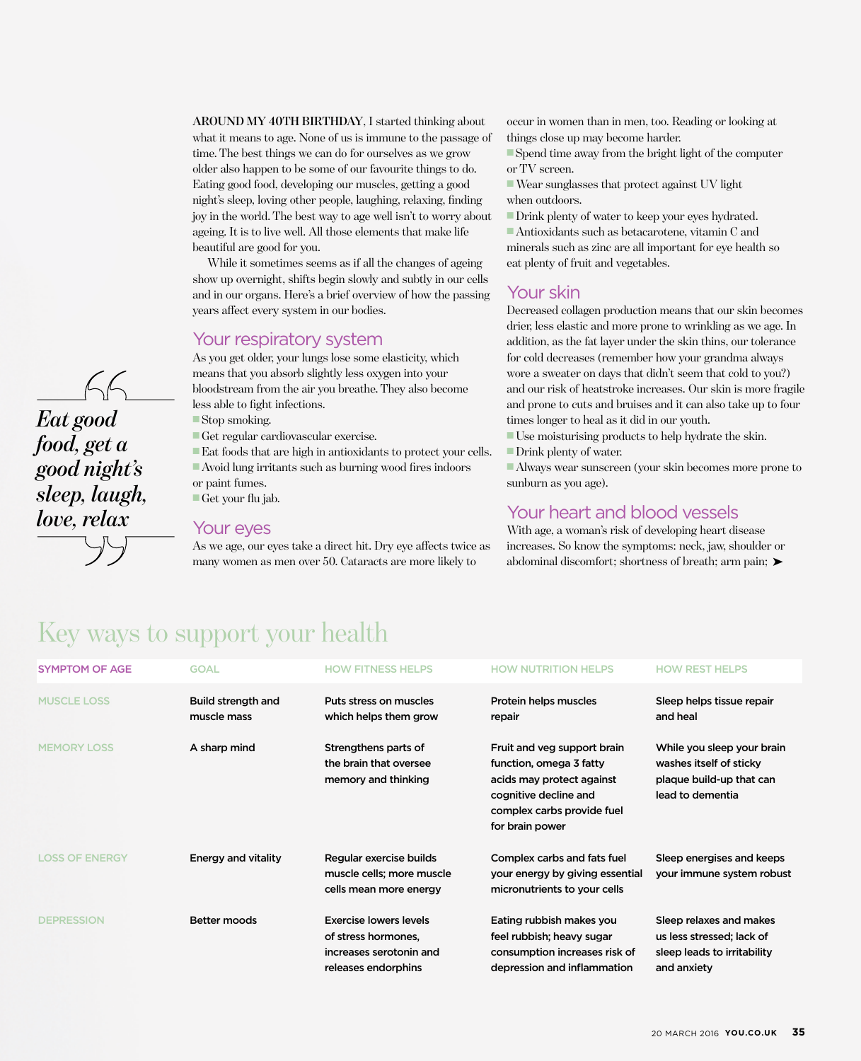AROUND MY 40TH BIRTHDAY, I started thinking about what it means to age. None of us is immune to the passage of time. The best things we can do for ourselves as we grow older also happen to be some of our favourite things to do. Eating good food, developing our muscles, getting a good night's sleep, loving other people, laughing, relaxing, finding joy in the world. The best way to age well isn't to worry about ageing. It is to live well. All those elements that make life beautiful are good for you.

While it sometimes seems as if all the changes of ageing show up overnight, shifts begin slowly and subtly in our cells and in our organs. Here's a brief overview of how the passing years affect every system in our bodies.

> *Eat good food, get a good night's sleep, laugh, love, relax*

## Your respiratory system

As you get older, your lungs lose some elasticity, which means that you absorb slightly less oxygen into your bloodstream from the air you breathe. They also become less able to fight infections.

- Stop smoking.
- Get regular cardiovascular exercise.
- Eat foods that are high in antioxidants to protect your cells.
- Avoid lung irritants such as burning wood fires indoors or paint fumes.
- Get your flu jab.

## Your eyes

As we age, our eyes take a direct hit. Dry eye affects twice as many women as men over 50. Cataracts are more likely to occur in women than in men, too. Reading or looking at things close up may become harder.

- Spend time away from the bright light of the computer or TV screen.
- Wear sunglasses that protect against UV light when outdoors.
- Drink plenty of water to keep your eyes hydrated.
- Antioxidants such as betacarotene, vitamin C and minerals such as zinc are all important for eye health so eat plenty of fruit and vegetables.

## Your skin

Decreased collagen production means that our skin becomes drier, less elastic and more prone to wrinkling as we age. In addition, as the fat layer under the skin thins, our tolerance for cold decreases (remember how your grandma always wore a sweater on days that didn't seem that cold to you?) and our risk of heatstroke increases. Our skin is more fragile and prone to cuts and bruises and it can also take up to four times longer to heal as it did in our youth.

- Use moisturising products to help hydrate the skin.
- Drink plenty of water.
- Always wear sunscreen (your skin becomes more prone to sunburn as you age).

## Your heart and blood vessels

With age, a woman's risk of developing heart disease increases. So know the symptoms: neck, jaw, shoulder or abdominal discomfort; shortness of breath; arm pain; ➤

## Key ways to support your health

| SYMPTOM OF AGE | GOAL | HOW FITNESS HELPS | HOW NUTRITION HELPS | HOW REST HELPS |
|---|---|---|---|---|
| MUSCLE LOSS | Build strength and muscle mass | Puts stress on muscles which helps them grow | Protein helps muscles repair | Sleep helps tissue repair and heal |
| MEMORY LOSS | A sharp mind | Strengthens parts of the brain that oversee memory and thinking | Fruit and veg support brain function, omega 3 fatty acids may protect against cognitive decline and complex carbs provide fuel for brain power | While you sleep your brain washes itself of sticky plaque build-up that can lead to dementia |
| LOSS OF ENERGY | Energy and vitality | Regular exercise builds muscle cells; more muscle cells mean more energy | Complex carbs and fats fuel your energy by giving essential micronutrients to your cells | Sleep energises and keeps your immune system robust |
| DEPRESSION | Better moods | Exercise lowers levels of stress hormones, increases serotonin and releases endorphins | Eating rubbish makes you feel rubbish; heavy sugar consumption increases risk of depression and inflammation | Sleep relaxes and makes us less stressed; lack of sleep leads to irritability and anxiety |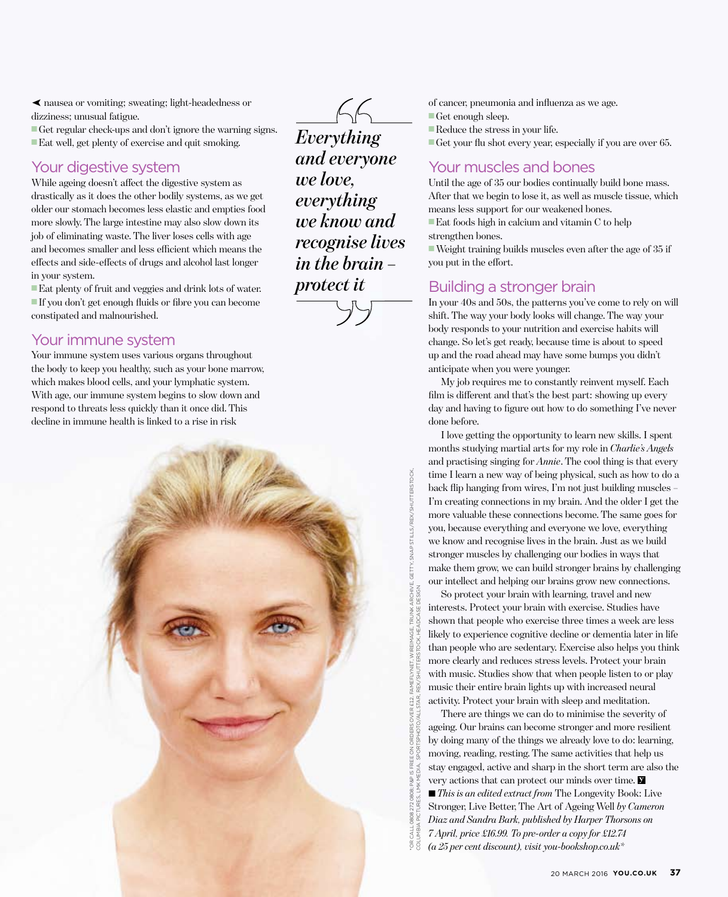nausea or vomiting; sweating; light-headedness or dizziness; unusual fatigue.

- Get regular check-ups and don't ignore the warning signs.
- Eat well, get plenty of exercise and quit smoking.

## Your digestive system

While ageing doesn't affect the digestive system as drastically as it does the other bodily systems, as we get older our stomach becomes less elastic and empties food more slowly. The large intestine may also slow down its job of eliminating waste. The liver loses cells with age and becomes smaller and less efficient which means the effects and side-effects of drugs and alcohol last longer in your system.

- Eat plenty of fruit and veggies and drink lots of water.
- If you don't get enough fluids or fibre you can become constipated and malnourished.

## Your immune system

Your immune system uses various organs throughout the body to keep you healthy, such as your bone marrow, which makes blood cells, and your lymphatic system. With age, our immune system begins to slow down and respond to threats less quickly than it once did. This decline in immune health is linked to a rise in risk of cancer, pneumonia and influenza as we age.

- Get enough sleep.
- Reduce the stress in your life.
- Get your flu shot every year, especially if you are over 65.

> *Everything and everyone we love, everything we know and recognise lives in the brain – protect it*

## Your muscles and bones

Until the age of 35 our bodies continually build bone mass. After that we begin to lose it, as well as muscle tissue, which means less support for our weakened bones.

- Eat foods high in calcium and vitamin C to help strengthen bones.
- Weight training builds muscles even after the age of 35 if you put in the effort.

## Building a stronger brain

In your 40s and 50s, the patterns you've come to rely on will shift. The way your body looks will change. The way your body responds to your nutrition and exercise habits will change. So let's get ready, because time is about to speed up and the road ahead may have some bumps you didn't anticipate when you were younger.

My job requires me to constantly reinvent myself. Each film is different and that's the best part: showing up every day and having to figure out how to do something I've never done before.

I love getting the opportunity to learn new skills. I spent months studying martial arts for my role in *Charlie's Angels* and practising singing for *Annie*. The cool thing is that every time I learn a new way of being physical, such as how to do a back flip hanging from wires, I'm not just building muscles – I'm creating connections in my brain. And the older I get the more valuable these connections become. The same goes for you, because everything and everyone we love, everything we know and recognise lives in the brain. Just as we build stronger muscles by challenging our bodies in ways that make them grow, we can build stronger brains by challenging our intellect and helping our brains grow new connections.

So protect your brain with learning, travel and new interests. Protect your brain with exercise. Studies have shown that people who exercise three times a week are less likely to experience cognitive decline or dementia later in life than people who are sedentary. Exercise also helps you think more clearly and reduces stress levels. Protect your brain with music. Studies show that when people listen to or play music their entire brain lights up with increased neural activity. Protect your brain with sleep and meditation.

There are things we can do to minimise the severity of ageing. Our brains can become stronger and more resilient by doing many of the things we already love to do: learning, moving, reading, resting. The same activities that help us stay engaged, active and sharp in the short term are also the very actions that can protect our minds over time.

■ *This is an edited extract from* The Longevity Book: Live Stronger, Live Better, The Art of Ageing Well *by Cameron Diaz and Sandra Bark, published by Harper Thorsons on 7 April, price £16.99. To pre-order a copy for £12.74 (a 25 per cent discount), visit you-bookshop.co.uk\**

\*OR CALL 0808 272 0808; P&P IS FREE ON ORDERS OVER £12. FAMEFLYNET, WIREIMAGE, TRUNK ARCHIVE, GETTY, SNAP STILLS/REX/SHUTTERSTOCK, COLUMBIA PICTURES, LMK MEDIA, SPORTSPHOTO/ALLSTAR, REX/SHUTTERSTOCK, HEADCASE DESIGN